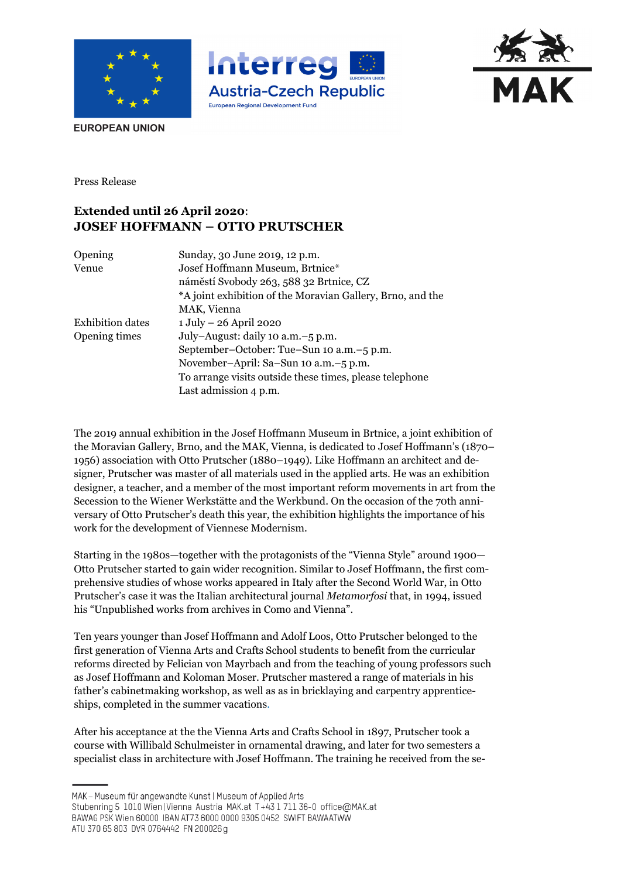EUROPEAN UNION

Interreg Austria-Czech Republic
European Regional Development Fund

MAK

Press Release

**Extended until 26 April 2020**:
**JOSEF HOFFMANN – OTTO PRUTSCHER**

| | |
|---|---|
| Opening | Sunday, 30 June 2019, 12 p.m. |
| Venue | Josef Hoffmann Museum, Brtnice*<br>náměstí Svobody 263, 588 32 Brtnice, CZ<br>*A joint exhibition of the Moravian Gallery, Brno, and the MAK, Vienna |
| Exhibition dates | 1 July – 26 April 2020 |
| Opening times | July–August: daily 10 a.m.–5 p.m.<br>September–October: Tue–Sun 10 a.m.–5 p.m.<br>November–April: Sa–Sun 10 a.m.–5 p.m.<br>To arrange visits outside these times, please telephone<br>Last admission 4 p.m. |

The 2019 annual exhibition in the Josef Hoffmann Museum in Brtnice, a joint exhibition of the Moravian Gallery, Brno, and the MAK, Vienna, is dedicated to Josef Hoffmann's (1870–1956) association with Otto Prutscher (1880–1949). Like Hoffmann an architect and designer, Prutscher was master of all materials used in the applied arts. He was an exhibition designer, a teacher, and a member of the most important reform movements in art from the Secession to the Wiener Werkstätte and the Werkbund. On the occasion of the 70th anniversary of Otto Prutscher's death this year, the exhibition highlights the importance of his work for the development of Viennese Modernism.

Starting in the 1980s—together with the protagonists of the "Vienna Style" around 1900—Otto Prutscher started to gain wider recognition. Similar to Josef Hoffmann, the first comprehensive studies of whose works appeared in Italy after the Second World War, in Otto Prutscher's case it was the Italian architectural journal *Metamorfosi* that, in 1994, issued his "Unpublished works from archives in Como and Vienna".

Ten years younger than Josef Hoffmann and Adolf Loos, Otto Prutscher belonged to the first generation of Vienna Arts and Crafts School students to benefit from the curricular reforms directed by Felician von Mayrbach and from the teaching of young professors such as Josef Hoffmann and Koloman Moser. Prutscher mastered a range of materials in his father's cabinetmaking workshop, as well as as in bricklaying and carpentry apprenticeships, completed in the summer vacations.

After his acceptance at the the Vienna Arts and Crafts School in 1897, Prutscher took a course with Willibald Schulmeister in ornamental drawing, and later for two semesters a specialist class in architecture with Josef Hoffmann. The training he received from the se-

MAK – Museum für angewandte Kunst | Museum of Applied Arts
Stubenring 5 1010 Wien | Vienna Austria MAK.at T +43 1 711 36-0 office@MAK.at
BAWAG PSK Wien 60000 IBAN AT73 6000 0000 9305 0452 SWIFT BAWAATWW
ATU 370 65 803 DVR 0764442 FN 200026 g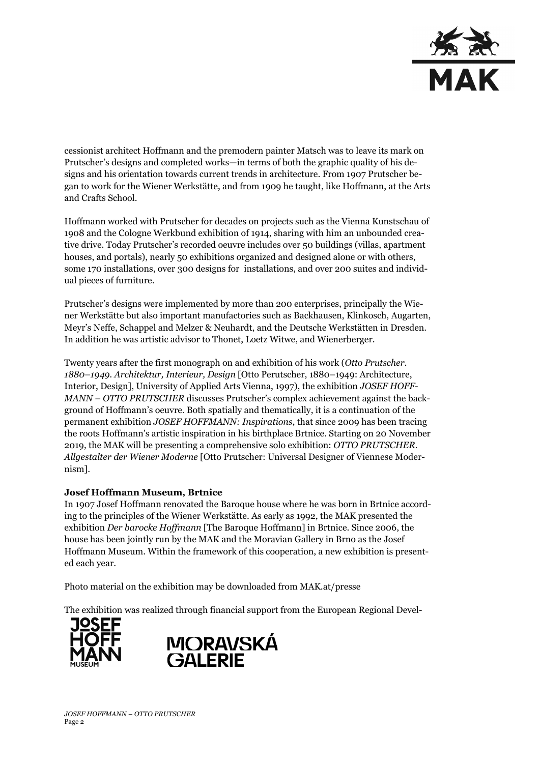cessionist architect Hoffmann and the premodern painter Matsch was to leave its mark on Prutscher's designs and completed works—in terms of both the graphic quality of his designs and his orientation towards current trends in architecture. From 1907 Prutscher began to work for the Wiener Werkstätte, and from 1909 he taught, like Hoffmann, at the Arts and Crafts School.

Hoffmann worked with Prutscher for decades on projects such as the Vienna Kunstschau of 1908 and the Cologne Werkbund exhibition of 1914, sharing with him an unbounded creative drive. Today Prutscher's recorded oeuvre includes over 50 buildings (villas, apartment houses, and portals), nearly 50 exhibitions organized and designed alone or with others, some 170 installations, over 300 designs for installations, and over 200 suites and individual pieces of furniture.

Prutscher's designs were implemented by more than 200 enterprises, principally the Wiener Werkstätte but also important manufactories such as Backhausen, Klinkosch, Augarten, Meyr's Neffe, Schappel and Melzer & Neuhardt, and the Deutsche Werkstätten in Dresden. In addition he was artistic advisor to Thonet, Loetz Witwe, and Wienerberger.

Twenty years after the first monograph on and exhibition of his work (*Otto Prutscher. 1880–1949. Architektur, Interieur, Design* [Otto Perutscher, 1880–1949: Architecture, Interior, Design], University of Applied Arts Vienna, 1997), the exhibition *JOSEF HOFFMANN – OTTO PRUTSCHER* discusses Prutscher's complex achievement against the background of Hoffmann's oeuvre. Both spatially and thematically, it is a continuation of the permanent exhibition *JOSEF HOFFMANN: Inspirations*, that since 2009 has been tracing the roots Hoffmann's artistic inspiration in his birthplace Brtnice. Starting on 20 November 2019, the MAK will be presenting a comprehensive solo exhibition: *OTTO PRUTSCHER. Allgestalter der Wiener Moderne* [Otto Prutscher: Universal Designer of Viennese Modernism].

**Josef Hoffmann Museum, Brtnice**

In 1907 Josef Hoffmann renovated the Baroque house where he was born in Brtnice according to the principles of the Wiener Werkstätte. As early as 1992, the MAK presented the exhibition *Der barocke Hoffmann* [The Baroque Hoffmann] in Brtnice. Since 2006, the house has been jointly run by the MAK and the Moravian Gallery in Brno as the Josef Hoffmann Museum. Within the framework of this cooperation, a new exhibition is presented each year.

Photo material on the exhibition may be downloaded from MAK.at/presse

The exhibition was realized through financial support from the European Regional Devel-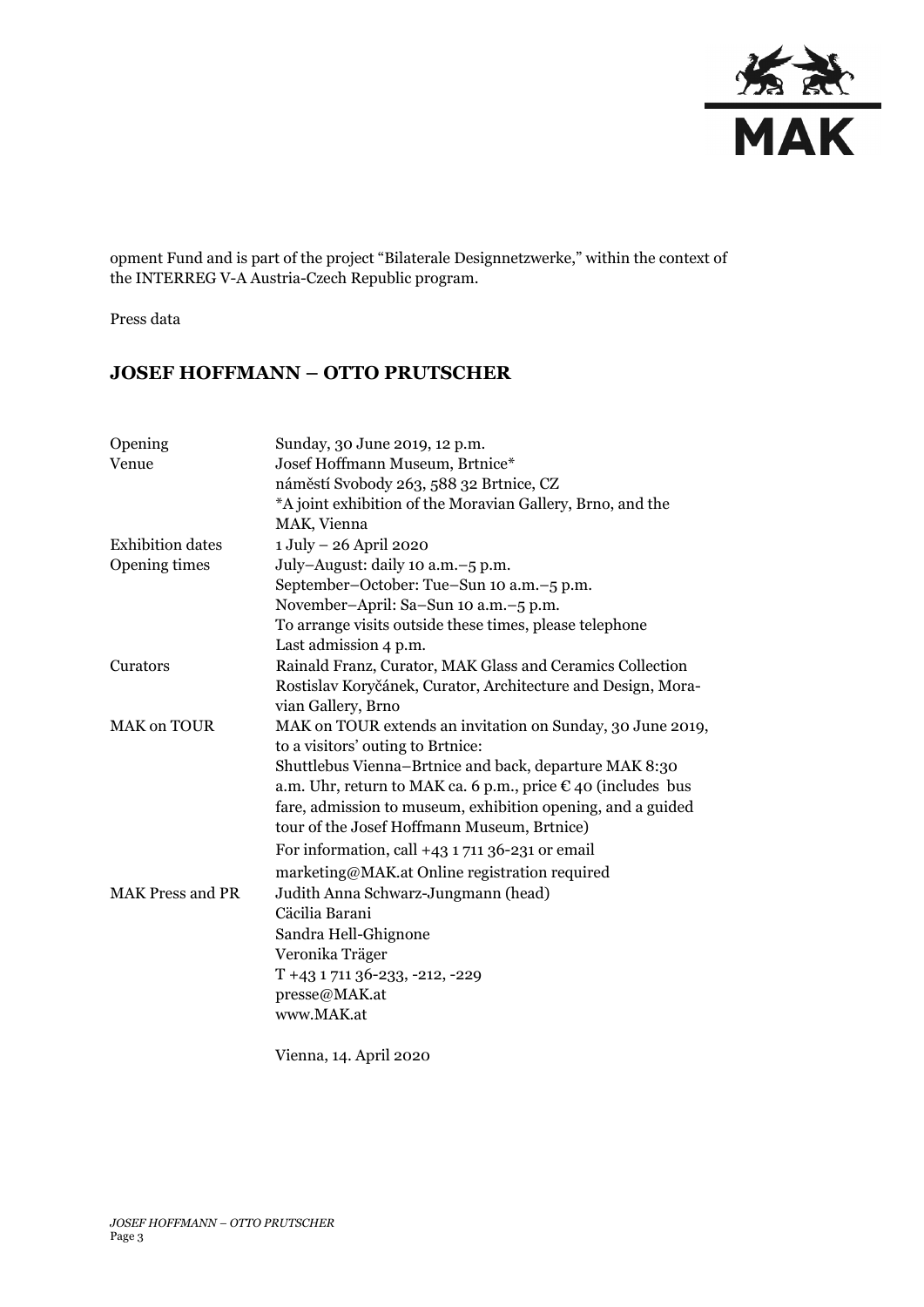opment Fund and is part of the project "Bilaterale Designnetzwerke," within the context of the INTERREG V-A Austria-Czech Republic program.

Press data

## JOSEF HOFFMANN – OTTO PRUTSCHER

| | |
|---|---|
| Opening | Sunday, 30 June 2019, 12 p.m. |
| Venue | Josef Hoffmann Museum, Brtnice*<br>náměstí Svobody 263, 588 32 Brtnice, CZ<br>*A joint exhibition of the Moravian Gallery, Brno, and the MAK, Vienna |
| Exhibition dates | 1 July – 26 April 2020 |
| Opening times | July–August: daily 10 a.m.–5 p.m.<br>September–October: Tue–Sun 10 a.m.–5 p.m.<br>November–April: Sa–Sun 10 a.m.–5 p.m.<br>To arrange visits outside these times, please telephone<br>Last admission 4 p.m. |
| Curators | Rainald Franz, Curator, MAK Glass and Ceramics Collection<br>Rostislav Koryčánek, Curator, Architecture and Design, Moravian Gallery, Brno |
| MAK on TOUR | MAK on TOUR extends an invitation on Sunday, 30 June 2019, to a visitors' outing to Brtnice:<br>Shuttlebus Vienna–Brtnice and back, departure MAK 8:30 a.m. Uhr, return to MAK ca. 6 p.m., price € 40 (includes bus fare, admission to museum, exhibition opening, and a guided tour of the Josef Hoffmann Museum, Brtnice)<br>For information, call +43 1 711 36-231 or email marketing@MAK.at Online registration required |
| MAK Press and PR | Judith Anna Schwarz-Jungmann (head)<br>Cäcilia Barani<br>Sandra Hell-Ghignone<br>Veronika Träger<br>T +43 1 711 36-233, -212, -229<br>presse@MAK.at<br>www.MAK.at |

Vienna, 14. April 2020